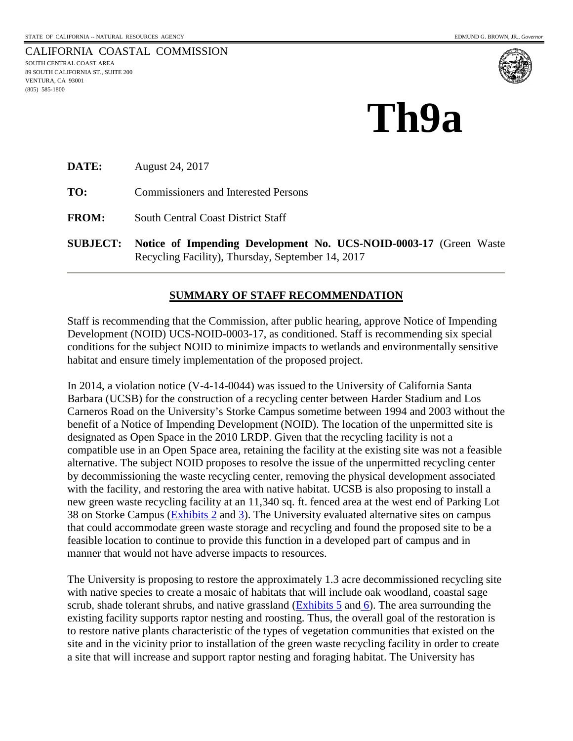STATE OF CALIFORNIA -- NATURAL RESOURCES AGENCY EDMUND G. BROWN, JR., *Governor*

CALIFORNIA COASTAL COMMISSION
SOUTH CENTRAL COAST AREA
89 SOUTH CALIFORNIA ST., SUITE 200
VENTURA, CA 93001
(805) 585-1800

# Th9a

**DATE:** August 24, 2017

**TO:** Commissioners and Interested Persons

**FROM:** South Central Coast District Staff

**SUBJECT:** **Notice of Impending Development No. UCS-NOID-0003-17** (Green Waste Recycling Facility), Thursday, September 14, 2017

## SUMMARY OF STAFF RECOMMENDATION

Staff is recommending that the Commission, after public hearing, approve Notice of Impending Development (NOID) UCS-NOID-0003-17, as conditioned. Staff is recommending six special conditions for the subject NOID to minimize impacts to wetlands and environmentally sensitive habitat and ensure timely implementation of the proposed project.

In 2014, a violation notice (V-4-14-0044) was issued to the University of California Santa Barbara (UCSB) for the construction of a recycling center between Harder Stadium and Los Carneros Road on the University's Storke Campus sometime between 1994 and 2003 without the benefit of a Notice of Impending Development (NOID). The location of the unpermitted site is designated as Open Space in the 2010 LRDP. Given that the recycling facility is not a compatible use in an Open Space area, retaining the facility at the existing site was not a feasible alternative. The subject NOID proposes to resolve the issue of the unpermitted recycling center by decommissioning the waste recycling center, removing the physical development associated with the facility, and restoring the area with native habitat. UCSB is also proposing to install a new green waste recycling facility at an 11,340 sq. ft. fenced area at the west end of Parking Lot 38 on Storke Campus (Exhibits 2 and 3). The University evaluated alternative sites on campus that could accommodate green waste storage and recycling and found the proposed site to be a feasible location to continue to provide this function in a developed part of campus and in manner that would not have adverse impacts to resources.

The University is proposing to restore the approximately 1.3 acre decommissioned recycling site with native species to create a mosaic of habitats that will include oak woodland, coastal sage scrub, shade tolerant shrubs, and native grassland (Exhibits 5 and 6). The area surrounding the existing facility supports raptor nesting and roosting. Thus, the overall goal of the restoration is to restore native plants characteristic of the types of vegetation communities that existed on the site and in the vicinity prior to installation of the green waste recycling facility in order to create a site that will increase and support raptor nesting and foraging habitat. The University has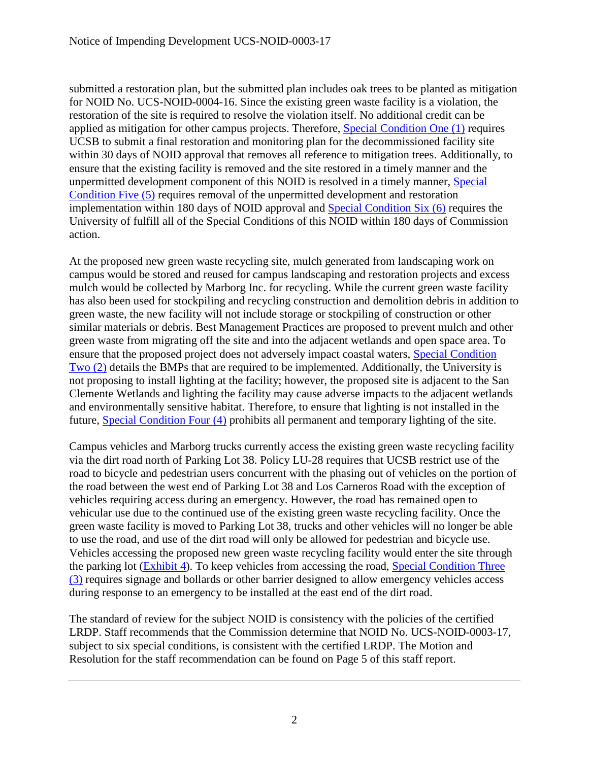submitted a restoration plan, but the submitted plan includes oak trees to be planted as mitigation for NOID No. UCS-NOID-0004-16. Since the existing green waste facility is a violation, the restoration of the site is required to resolve the violation itself. No additional credit can be applied as mitigation for other campus projects. Therefore, Special Condition One (1) requires UCSB to submit a final restoration and monitoring plan for the decommissioned facility site within 30 days of NOID approval that removes all reference to mitigation trees. Additionally, to ensure that the existing facility is removed and the site restored in a timely manner and the unpermitted development component of this NOID is resolved in a timely manner, Special Condition Five (5) requires removal of the unpermitted development and restoration implementation within 180 days of NOID approval and Special Condition Six (6) requires the University of fulfill all of the Special Conditions of this NOID within 180 days of Commission action.

At the proposed new green waste recycling site, mulch generated from landscaping work on campus would be stored and reused for campus landscaping and restoration projects and excess mulch would be collected by Marborg Inc. for recycling. While the current green waste facility has also been used for stockpiling and recycling construction and demolition debris in addition to green waste, the new facility will not include storage or stockpiling of construction or other similar materials or debris. Best Management Practices are proposed to prevent mulch and other green waste from migrating off the site and into the adjacent wetlands and open space area. To ensure that the proposed project does not adversely impact coastal waters, Special Condition Two (2) details the BMPs that are required to be implemented. Additionally, the University is not proposing to install lighting at the facility; however, the proposed site is adjacent to the San Clemente Wetlands and lighting the facility may cause adverse impacts to the adjacent wetlands and environmentally sensitive habitat. Therefore, to ensure that lighting is not installed in the future, Special Condition Four (4) prohibits all permanent and temporary lighting of the site.

Campus vehicles and Marborg trucks currently access the existing green waste recycling facility via the dirt road north of Parking Lot 38. Policy LU-28 requires that UCSB restrict use of the road to bicycle and pedestrian users concurrent with the phasing out of vehicles on the portion of the road between the west end of Parking Lot 38 and Los Carneros Road with the exception of vehicles requiring access during an emergency. However, the road has remained open to vehicular use due to the continued use of the existing green waste recycling facility. Once the green waste facility is moved to Parking Lot 38, trucks and other vehicles will no longer be able to use the road, and use of the dirt road will only be allowed for pedestrian and bicycle use. Vehicles accessing the proposed new green waste recycling facility would enter the site through the parking lot (Exhibit 4). To keep vehicles from accessing the road, Special Condition Three (3) requires signage and bollards or other barrier designed to allow emergency vehicles access during response to an emergency to be installed at the east end of the dirt road.

The standard of review for the subject NOID is consistency with the policies of the certified LRDP. Staff recommends that the Commission determine that NOID No. UCS-NOID-0003-17, subject to six special conditions, is consistent with the certified LRDP. The Motion and Resolution for the staff recommendation can be found on Page 5 of this staff report.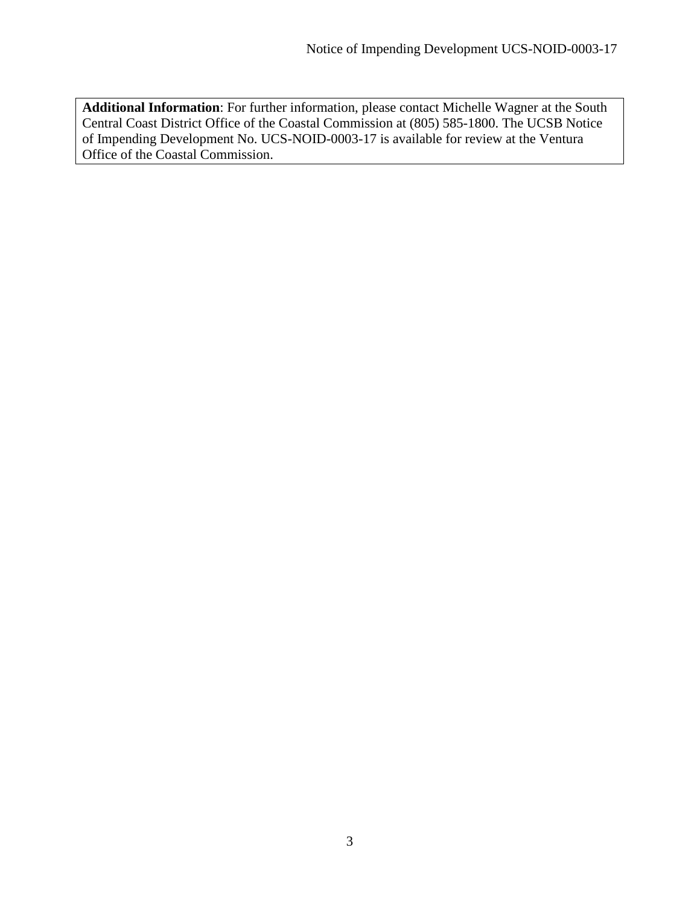**Additional Information**: For further information, please contact Michelle Wagner at the South Central Coast District Office of the Coastal Commission at (805) 585-1800. The UCSB Notice of Impending Development No. UCS-NOID-0003-17 is available for review at the Ventura Office of the Coastal Commission.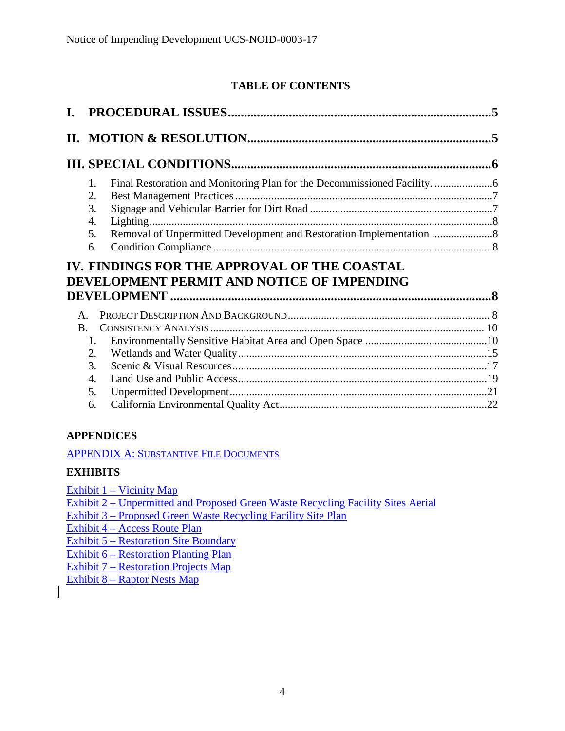## TABLE OF CONTENTS

**I. PROCEDURAL ISSUES** .......... 5

**II. MOTION & RESOLUTION** .......... 5

**III. SPECIAL CONDITIONS** .......... 6

1. Final Restoration and Monitoring Plan for the Decommissioned Facility. .......... 6
2. Best Management Practices .......... 7
3. Signage and Vehicular Barrier for Dirt Road .......... 7
4. Lighting .......... 8
5. Removal of Unpermitted Development and Restoration Implementation .......... 8
6. Condition Compliance .......... 8

**IV. FINDINGS FOR THE APPROVAL OF THE COASTAL DEVELOPMENT PERMIT AND NOTICE OF IMPENDING DEVELOPMENT** .......... 8

A. PROJECT DESCRIPTION AND BACKGROUND .......... 8

B. CONSISTENCY ANALYSIS .......... 10

1. Environmentally Sensitive Habitat Area and Open Space .......... 10
2. Wetlands and Water Quality .......... 15
3. Scenic & Visual Resources .......... 17
4. Land Use and Public Access .......... 19
5. Unpermitted Development .......... 21
6. California Environmental Quality Act .......... 22

**APPENDICES**

APPENDIX A: SUBSTANTIVE FILE DOCUMENTS

**EXHIBITS**

Exhibit 1 – Vicinity Map
Exhibit 2 – Unpermitted and Proposed Green Waste Recycling Facility Sites Aerial
Exhibit 3 – Proposed Green Waste Recycling Facility Site Plan
Exhibit 4 – Access Route Plan
Exhibit 5 – Restoration Site Boundary
Exhibit 6 – Restoration Planting Plan
Exhibit 7 – Restoration Projects Map
Exhibit 8 – Raptor Nests Map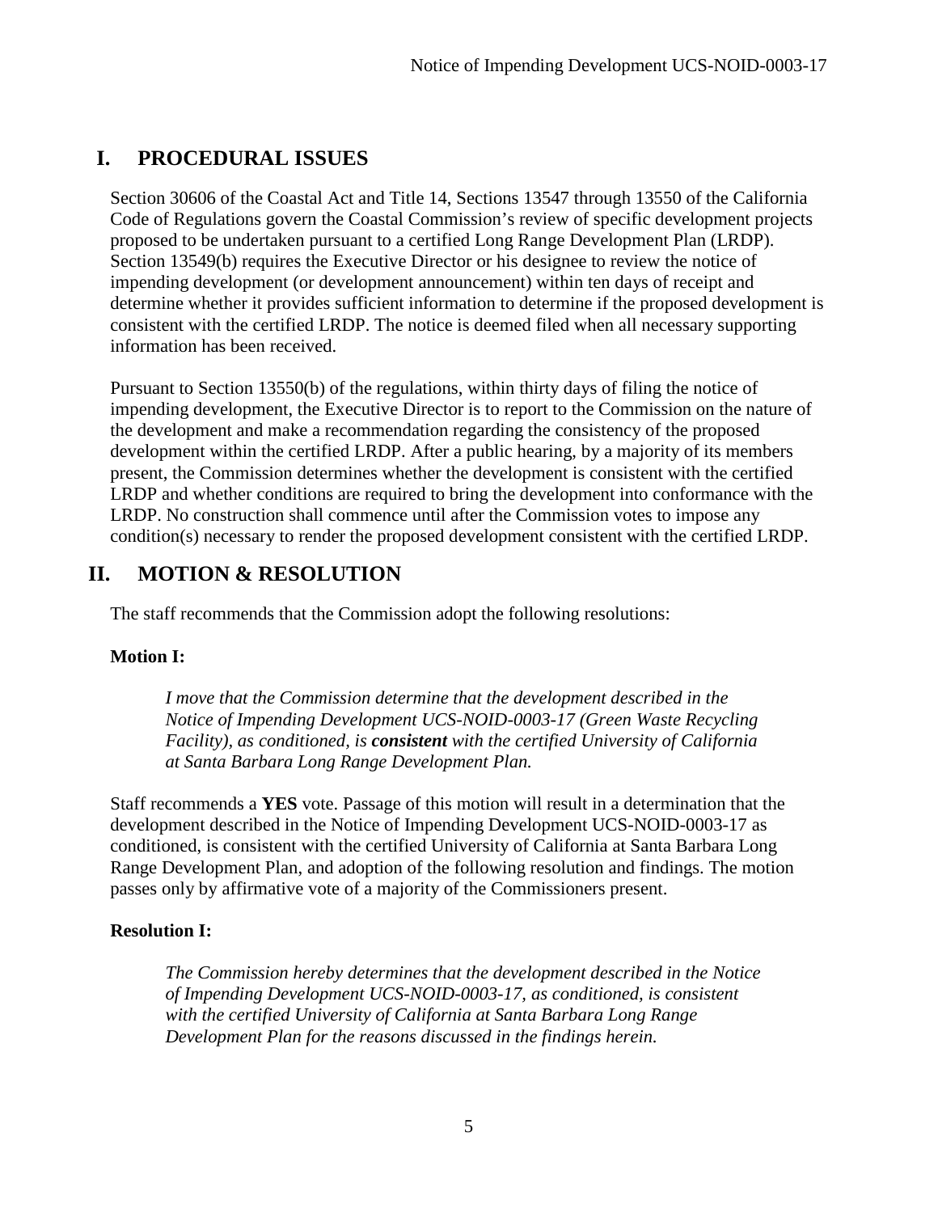# I. PROCEDURAL ISSUES

Section 30606 of the Coastal Act and Title 14, Sections 13547 through 13550 of the California Code of Regulations govern the Coastal Commission's review of specific development projects proposed to be undertaken pursuant to a certified Long Range Development Plan (LRDP). Section 13549(b) requires the Executive Director or his designee to review the notice of impending development (or development announcement) within ten days of receipt and determine whether it provides sufficient information to determine if the proposed development is consistent with the certified LRDP. The notice is deemed filed when all necessary supporting information has been received.

Pursuant to Section 13550(b) of the regulations, within thirty days of filing the notice of impending development, the Executive Director is to report to the Commission on the nature of the development and make a recommendation regarding the consistency of the proposed development within the certified LRDP. After a public hearing, by a majority of its members present, the Commission determines whether the development is consistent with the certified LRDP and whether conditions are required to bring the development into conformance with the LRDP. No construction shall commence until after the Commission votes to impose any condition(s) necessary to render the proposed development consistent with the certified LRDP.

# II. MOTION & RESOLUTION

The staff recommends that the Commission adopt the following resolutions:

**Motion I:**

> *I move that the Commission determine that the development described in the Notice of Impending Development UCS-NOID-0003-17 (Green Waste Recycling Facility), as conditioned, is **consistent** with the certified University of California at Santa Barbara Long Range Development Plan.*

Staff recommends a **YES** vote. Passage of this motion will result in a determination that the development described in the Notice of Impending Development UCS-NOID-0003-17 as conditioned, is consistent with the certified University of California at Santa Barbara Long Range Development Plan, and adoption of the following resolution and findings. The motion passes only by affirmative vote of a majority of the Commissioners present.

**Resolution I:**

> *The Commission hereby determines that the development described in the Notice of Impending Development UCS-NOID-0003-17, as conditioned, is consistent with the certified University of California at Santa Barbara Long Range Development Plan for the reasons discussed in the findings herein.*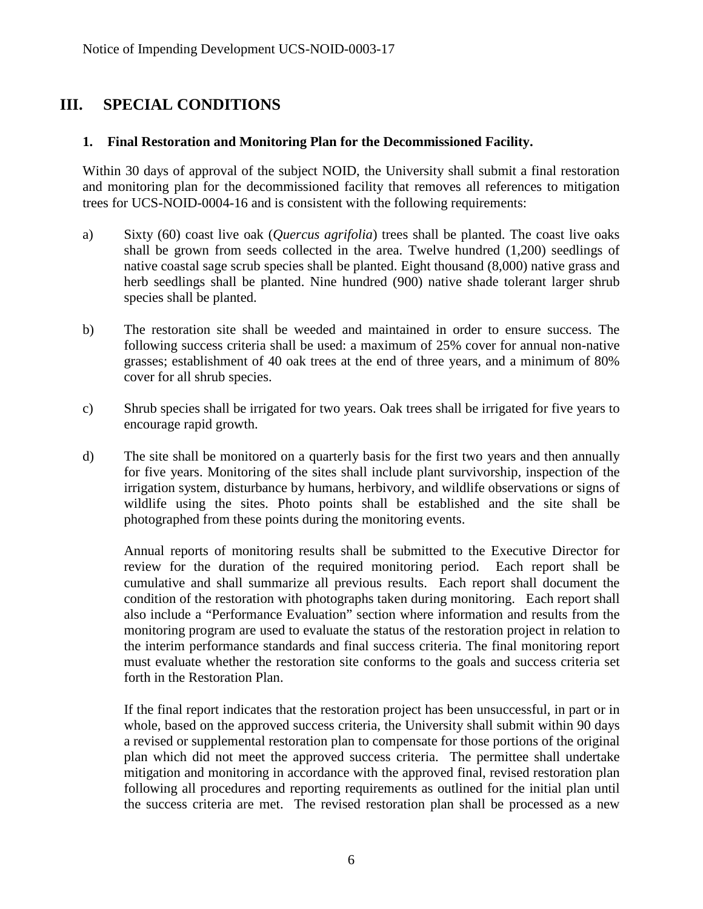## III. SPECIAL CONDITIONS

### 1. Final Restoration and Monitoring Plan for the Decommissioned Facility.

Within 30 days of approval of the subject NOID, the University shall submit a final restoration and monitoring plan for the decommissioned facility that removes all references to mitigation trees for UCS-NOID-0004-16 and is consistent with the following requirements:

a) Sixty (60) coast live oak (*Quercus agrifolia*) trees shall be planted. The coast live oaks shall be grown from seeds collected in the area. Twelve hundred (1,200) seedlings of native coastal sage scrub species shall be planted. Eight thousand (8,000) native grass and herb seedlings shall be planted. Nine hundred (900) native shade tolerant larger shrub species shall be planted.

b) The restoration site shall be weeded and maintained in order to ensure success. The following success criteria shall be used: a maximum of 25% cover for annual non-native grasses; establishment of 40 oak trees at the end of three years, and a minimum of 80% cover for all shrub species.

c) Shrub species shall be irrigated for two years. Oak trees shall be irrigated for five years to encourage rapid growth.

d) The site shall be monitored on a quarterly basis for the first two years and then annually for five years. Monitoring of the sites shall include plant survivorship, inspection of the irrigation system, disturbance by humans, herbivory, and wildlife observations or signs of wildlife using the sites. Photo points shall be established and the site shall be photographed from these points during the monitoring events.

   Annual reports of monitoring results shall be submitted to the Executive Director for review for the duration of the required monitoring period. Each report shall be cumulative and shall summarize all previous results. Each report shall document the condition of the restoration with photographs taken during monitoring. Each report shall also include a "Performance Evaluation" section where information and results from the monitoring program are used to evaluate the status of the restoration project in relation to the interim performance standards and final success criteria. The final monitoring report must evaluate whether the restoration site conforms to the goals and success criteria set forth in the Restoration Plan.

   If the final report indicates that the restoration project has been unsuccessful, in part or in whole, based on the approved success criteria, the University shall submit within 90 days a revised or supplemental restoration plan to compensate for those portions of the original plan which did not meet the approved success criteria. The permittee shall undertake mitigation and monitoring in accordance with the approved final, revised restoration plan following all procedures and reporting requirements as outlined for the initial plan until the success criteria are met. The revised restoration plan shall be processed as a new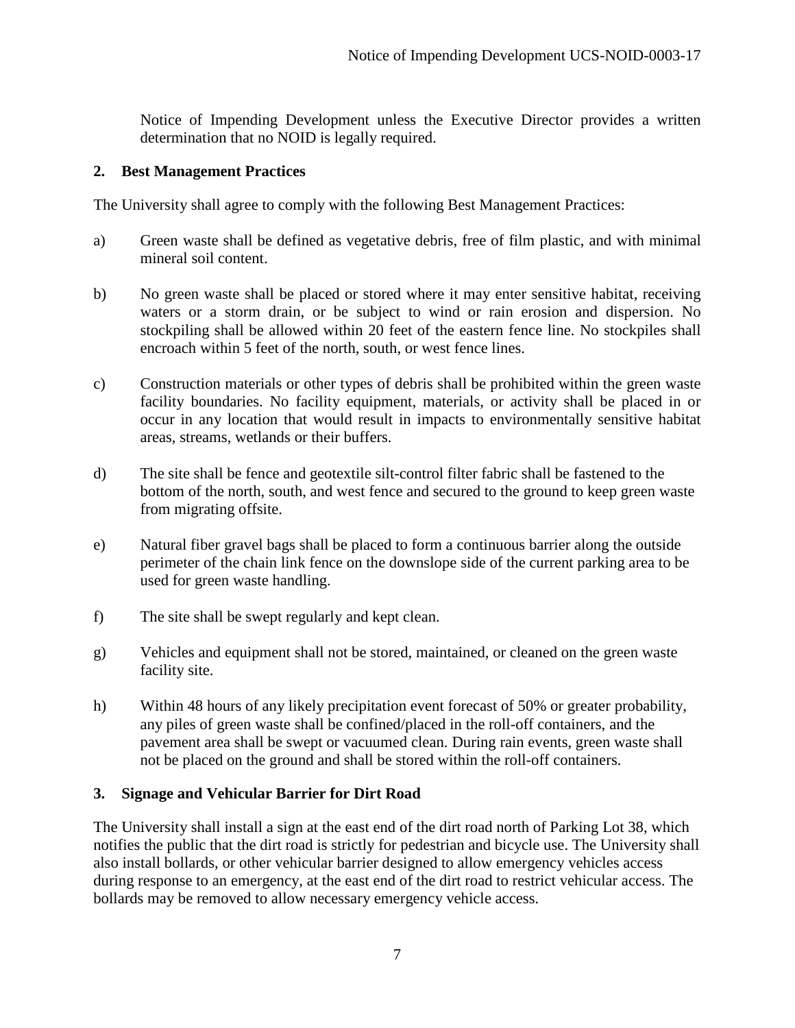Notice of Impending Development unless the Executive Director provides a written determination that no NOID is legally required.

## 2. Best Management Practices

The University shall agree to comply with the following Best Management Practices:

a) Green waste shall be defined as vegetative debris, free of film plastic, and with minimal mineral soil content.

b) No green waste shall be placed or stored where it may enter sensitive habitat, receiving waters or a storm drain, or be subject to wind or rain erosion and dispersion. No stockpiling shall be allowed within 20 feet of the eastern fence line. No stockpiles shall encroach within 5 feet of the north, south, or west fence lines.

c) Construction materials or other types of debris shall be prohibited within the green waste facility boundaries. No facility equipment, materials, or activity shall be placed in or occur in any location that would result in impacts to environmentally sensitive habitat areas, streams, wetlands or their buffers.

d) The site shall be fence and geotextile silt-control filter fabric shall be fastened to the bottom of the north, south, and west fence and secured to the ground to keep green waste from migrating offsite.

e) Natural fiber gravel bags shall be placed to form a continuous barrier along the outside perimeter of the chain link fence on the downslope side of the current parking area to be used for green waste handling.

f) The site shall be swept regularly and kept clean.

g) Vehicles and equipment shall not be stored, maintained, or cleaned on the green waste facility site.

h) Within 48 hours of any likely precipitation event forecast of 50% or greater probability, any piles of green waste shall be confined/placed in the roll-off containers, and the pavement area shall be swept or vacuumed clean. During rain events, green waste shall not be placed on the ground and shall be stored within the roll-off containers.

## 3. Signage and Vehicular Barrier for Dirt Road

The University shall install a sign at the east end of the dirt road north of Parking Lot 38, which notifies the public that the dirt road is strictly for pedestrian and bicycle use. The University shall also install bollards, or other vehicular barrier designed to allow emergency vehicles access during response to an emergency, at the east end of the dirt road to restrict vehicular access. The bollards may be removed to allow necessary emergency vehicle access.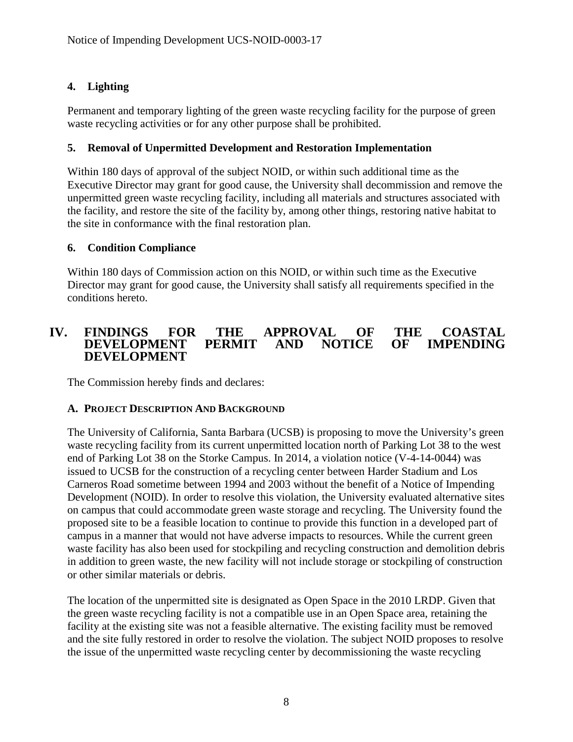### 4. Lighting

Permanent and temporary lighting of the green waste recycling facility for the purpose of green waste recycling activities or for any other purpose shall be prohibited.

### 5. Removal of Unpermitted Development and Restoration Implementation

Within 180 days of approval of the subject NOID, or within such additional time as the Executive Director may grant for good cause, the University shall decommission and remove the unpermitted green waste recycling facility, including all materials and structures associated with the facility, and restore the site of the facility by, among other things, restoring native habitat to the site in conformance with the final restoration plan.

### 6. Condition Compliance

Within 180 days of Commission action on this NOID, or within such time as the Executive Director may grant for good cause, the University shall satisfy all requirements specified in the conditions hereto.

# IV. FINDINGS FOR THE APPROVAL OF THE COASTAL DEVELOPMENT PERMIT AND NOTICE OF IMPENDING DEVELOPMENT

The Commission hereby finds and declares:

## A. Project Description And Background

The University of California, Santa Barbara (UCSB) is proposing to move the University's green waste recycling facility from its current unpermitted location north of Parking Lot 38 to the west end of Parking Lot 38 on the Storke Campus. In 2014, a violation notice (V-4-14-0044) was issued to UCSB for the construction of a recycling center between Harder Stadium and Los Carneros Road sometime between 1994 and 2003 without the benefit of a Notice of Impending Development (NOID). In order to resolve this violation, the University evaluated alternative sites on campus that could accommodate green waste storage and recycling. The University found the proposed site to be a feasible location to continue to provide this function in a developed part of campus in a manner that would not have adverse impacts to resources. While the current green waste facility has also been used for stockpiling and recycling construction and demolition debris in addition to green waste, the new facility will not include storage or stockpiling of construction or other similar materials or debris.

The location of the unpermitted site is designated as Open Space in the 2010 LRDP. Given that the green waste recycling facility is not a compatible use in an Open Space area, retaining the facility at the existing site was not a feasible alternative. The existing facility must be removed and the site fully restored in order to resolve the violation. The subject NOID proposes to resolve the issue of the unpermitted waste recycling center by decommissioning the waste recycling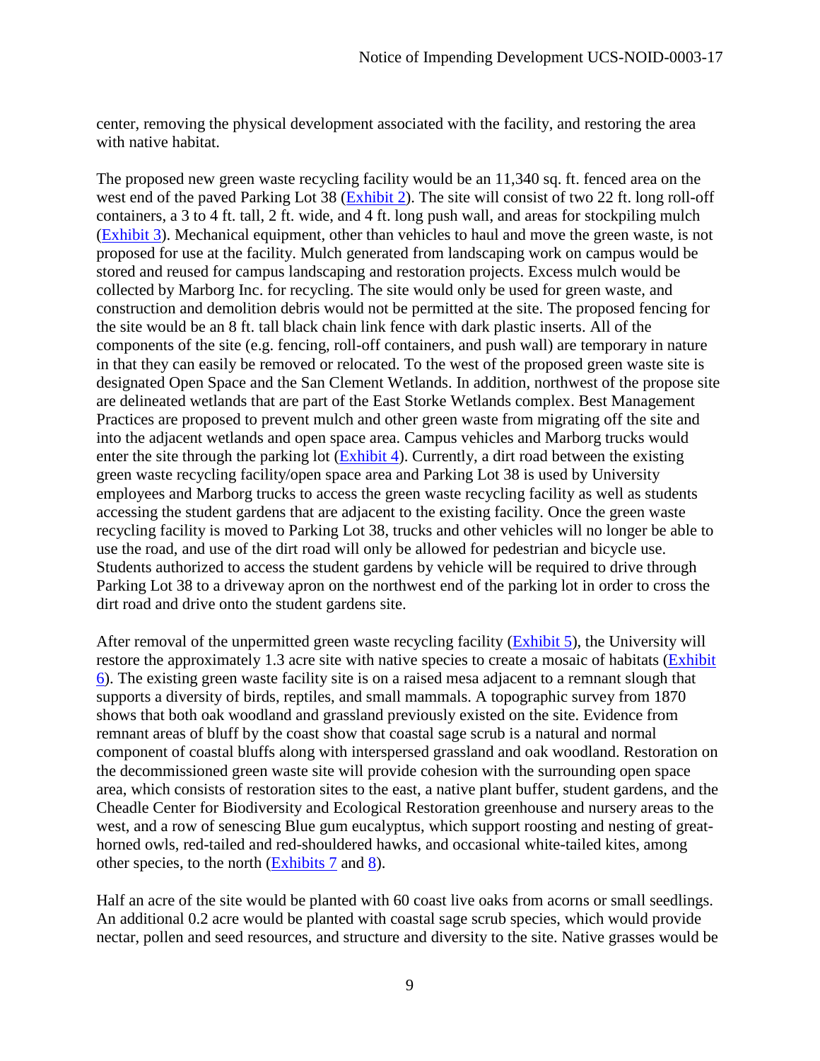center, removing the physical development associated with the facility, and restoring the area with native habitat.

The proposed new green waste recycling facility would be an 11,340 sq. ft. fenced area on the west end of the paved Parking Lot 38 (Exhibit 2). The site will consist of two 22 ft. long roll-off containers, a 3 to 4 ft. tall, 2 ft. wide, and 4 ft. long push wall, and areas for stockpiling mulch (Exhibit 3). Mechanical equipment, other than vehicles to haul and move the green waste, is not proposed for use at the facility. Mulch generated from landscaping work on campus would be stored and reused for campus landscaping and restoration projects. Excess mulch would be collected by Marborg Inc. for recycling. The site would only be used for green waste, and construction and demolition debris would not be permitted at the site. The proposed fencing for the site would be an 8 ft. tall black chain link fence with dark plastic inserts. All of the components of the site (e.g. fencing, roll-off containers, and push wall) are temporary in nature in that they can easily be removed or relocated. To the west of the proposed green waste site is designated Open Space and the San Clement Wetlands. In addition, northwest of the propose site are delineated wetlands that are part of the East Storke Wetlands complex. Best Management Practices are proposed to prevent mulch and other green waste from migrating off the site and into the adjacent wetlands and open space area. Campus vehicles and Marborg trucks would enter the site through the parking lot (Exhibit 4). Currently, a dirt road between the existing green waste recycling facility/open space area and Parking Lot 38 is used by University employees and Marborg trucks to access the green waste recycling facility as well as students accessing the student gardens that are adjacent to the existing facility. Once the green waste recycling facility is moved to Parking Lot 38, trucks and other vehicles will no longer be able to use the road, and use of the dirt road will only be allowed for pedestrian and bicycle use. Students authorized to access the student gardens by vehicle will be required to drive through Parking Lot 38 to a driveway apron on the northwest end of the parking lot in order to cross the dirt road and drive onto the student gardens site.

After removal of the unpermitted green waste recycling facility (Exhibit 5), the University will restore the approximately 1.3 acre site with native species to create a mosaic of habitats (Exhibit 6). The existing green waste facility site is on a raised mesa adjacent to a remnant slough that supports a diversity of birds, reptiles, and small mammals. A topographic survey from 1870 shows that both oak woodland and grassland previously existed on the site. Evidence from remnant areas of bluff by the coast show that coastal sage scrub is a natural and normal component of coastal bluffs along with interspersed grassland and oak woodland. Restoration on the decommissioned green waste site will provide cohesion with the surrounding open space area, which consists of restoration sites to the east, a native plant buffer, student gardens, and the Cheadle Center for Biodiversity and Ecological Restoration greenhouse and nursery areas to the west, and a row of senescing Blue gum eucalyptus, which support roosting and nesting of great-horned owls, red-tailed and red-shouldered hawks, and occasional white-tailed kites, among other species, to the north (Exhibits 7 and 8).

Half an acre of the site would be planted with 60 coast live oaks from acorns or small seedlings. An additional 0.2 acre would be planted with coastal sage scrub species, which would provide nectar, pollen and seed resources, and structure and diversity to the site. Native grasses would be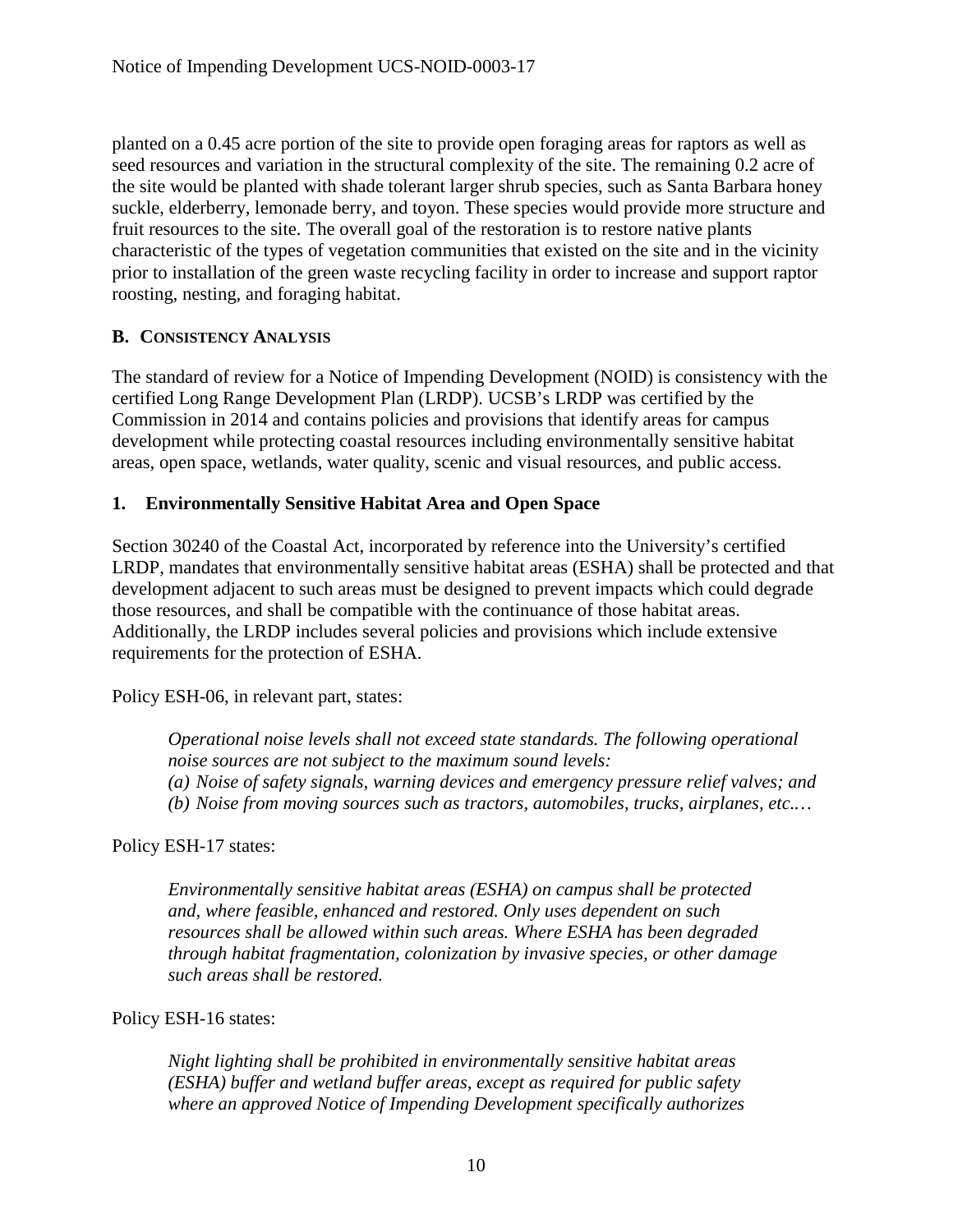planted on a 0.45 acre portion of the site to provide open foraging areas for raptors as well as seed resources and variation in the structural complexity of the site. The remaining 0.2 acre of the site would be planted with shade tolerant larger shrub species, such as Santa Barbara honey suckle, elderberry, lemonade berry, and toyon. These species would provide more structure and fruit resources to the site. The overall goal of the restoration is to restore native plants characteristic of the types of vegetation communities that existed on the site and in the vicinity prior to installation of the green waste recycling facility in order to increase and support raptor roosting, nesting, and foraging habitat.

## B. Consistency Analysis

The standard of review for a Notice of Impending Development (NOID) is consistency with the certified Long Range Development Plan (LRDP). UCSB's LRDP was certified by the Commission in 2014 and contains policies and provisions that identify areas for campus development while protecting coastal resources including environmentally sensitive habitat areas, open space, wetlands, water quality, scenic and visual resources, and public access.

### 1. Environmentally Sensitive Habitat Area and Open Space

Section 30240 of the Coastal Act, incorporated by reference into the University's certified LRDP, mandates that environmentally sensitive habitat areas (ESHA) shall be protected and that development adjacent to such areas must be designed to prevent impacts which could degrade those resources, and shall be compatible with the continuance of those habitat areas. Additionally, the LRDP includes several policies and provisions which include extensive requirements for the protection of ESHA.

Policy ESH-06, in relevant part, states:

> *Operational noise levels shall not exceed state standards. The following operational noise sources are not subject to the maximum sound levels:*
> *(a) Noise of safety signals, warning devices and emergency pressure relief valves; and*
> *(b) Noise from moving sources such as tractors, automobiles, trucks, airplanes, etc.…*

Policy ESH-17 states:

> *Environmentally sensitive habitat areas (ESHA) on campus shall be protected and, where feasible, enhanced and restored. Only uses dependent on such resources shall be allowed within such areas. Where ESHA has been degraded through habitat fragmentation, colonization by invasive species, or other damage such areas shall be restored.*

Policy ESH-16 states:

> *Night lighting shall be prohibited in environmentally sensitive habitat areas (ESHA) buffer and wetland buffer areas, except as required for public safety where an approved Notice of Impending Development specifically authorizes*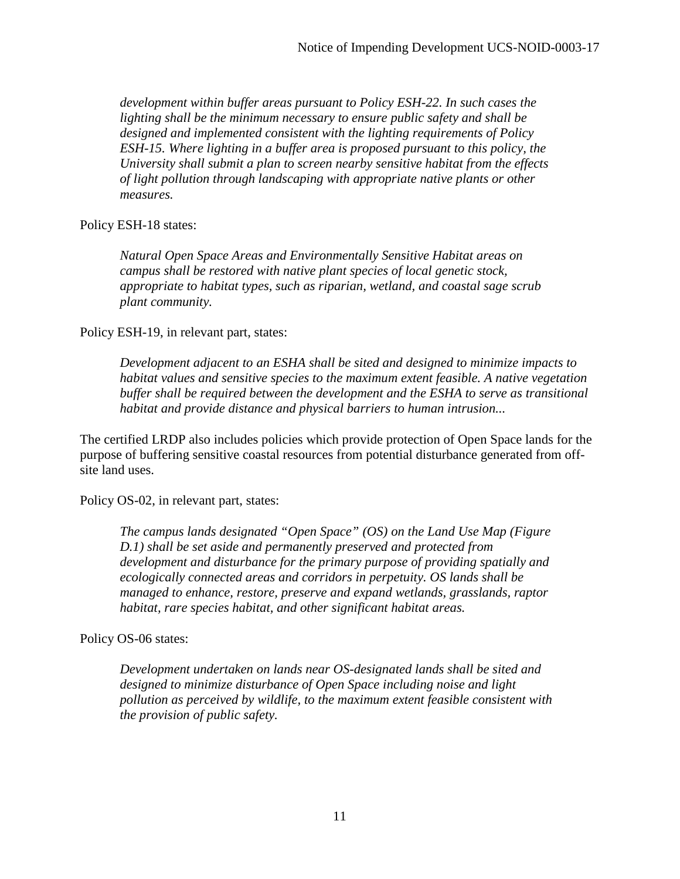*development within buffer areas pursuant to Policy ESH-22. In such cases the lighting shall be the minimum necessary to ensure public safety and shall be designed and implemented consistent with the lighting requirements of Policy ESH-15. Where lighting in a buffer area is proposed pursuant to this policy, the University shall submit a plan to screen nearby sensitive habitat from the effects of light pollution through landscaping with appropriate native plants or other measures.*

Policy ESH-18 states:

> *Natural Open Space Areas and Environmentally Sensitive Habitat areas on campus shall be restored with native plant species of local genetic stock, appropriate to habitat types, such as riparian, wetland, and coastal sage scrub plant community.*

Policy ESH-19, in relevant part, states:

> *Development adjacent to an ESHA shall be sited and designed to minimize impacts to habitat values and sensitive species to the maximum extent feasible. A native vegetation buffer shall be required between the development and the ESHA to serve as transitional habitat and provide distance and physical barriers to human intrusion...*

The certified LRDP also includes policies which provide protection of Open Space lands for the purpose of buffering sensitive coastal resources from potential disturbance generated from off-site land uses.

Policy OS-02, in relevant part, states:

> *The campus lands designated "Open Space" (OS) on the Land Use Map (Figure D.1) shall be set aside and permanently preserved and protected from development and disturbance for the primary purpose of providing spatially and ecologically connected areas and corridors in perpetuity. OS lands shall be managed to enhance, restore, preserve and expand wetlands, grasslands, raptor habitat, rare species habitat, and other significant habitat areas.*

Policy OS-06 states:

> *Development undertaken on lands near OS-designated lands shall be sited and designed to minimize disturbance of Open Space including noise and light pollution as perceived by wildlife, to the maximum extent feasible consistent with the provision of public safety.*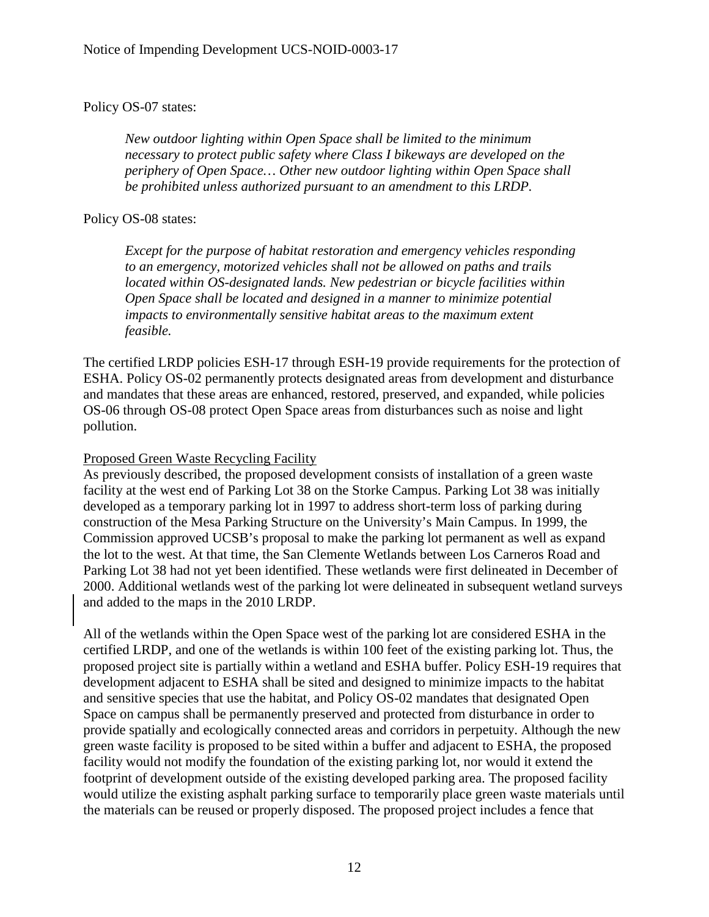Policy OS-07 states:

> *New outdoor lighting within Open Space shall be limited to the minimum necessary to protect public safety where Class I bikeways are developed on the periphery of Open Space… Other new outdoor lighting within Open Space shall be prohibited unless authorized pursuant to an amendment to this LRDP.*

Policy OS-08 states:

> *Except for the purpose of habitat restoration and emergency vehicles responding to an emergency, motorized vehicles shall not be allowed on paths and trails located within OS-designated lands. New pedestrian or bicycle facilities within Open Space shall be located and designed in a manner to minimize potential impacts to environmentally sensitive habitat areas to the maximum extent feasible.*

The certified LRDP policies ESH-17 through ESH-19 provide requirements for the protection of ESHA. Policy OS-02 permanently protects designated areas from development and disturbance and mandates that these areas are enhanced, restored, preserved, and expanded, while policies OS-06 through OS-08 protect Open Space areas from disturbances such as noise and light pollution.

Proposed Green Waste Recycling Facility

As previously described, the proposed development consists of installation of a green waste facility at the west end of Parking Lot 38 on the Storke Campus. Parking Lot 38 was initially developed as a temporary parking lot in 1997 to address short-term loss of parking during construction of the Mesa Parking Structure on the University's Main Campus. In 1999, the Commission approved UCSB's proposal to make the parking lot permanent as well as expand the lot to the west. At that time, the San Clemente Wetlands between Los Carneros Road and Parking Lot 38 had not yet been identified. These wetlands were first delineated in December of 2000. Additional wetlands west of the parking lot were delineated in subsequent wetland surveys and added to the maps in the 2010 LRDP.

All of the wetlands within the Open Space west of the parking lot are considered ESHA in the certified LRDP, and one of the wetlands is within 100 feet of the existing parking lot. Thus, the proposed project site is partially within a wetland and ESHA buffer. Policy ESH-19 requires that development adjacent to ESHA shall be sited and designed to minimize impacts to the habitat and sensitive species that use the habitat, and Policy OS-02 mandates that designated Open Space on campus shall be permanently preserved and protected from disturbance in order to provide spatially and ecologically connected areas and corridors in perpetuity. Although the new green waste facility is proposed to be sited within a buffer and adjacent to ESHA, the proposed facility would not modify the foundation of the existing parking lot, nor would it extend the footprint of development outside of the existing developed parking area. The proposed facility would utilize the existing asphalt parking surface to temporarily place green waste materials until the materials can be reused or properly disposed. The proposed project includes a fence that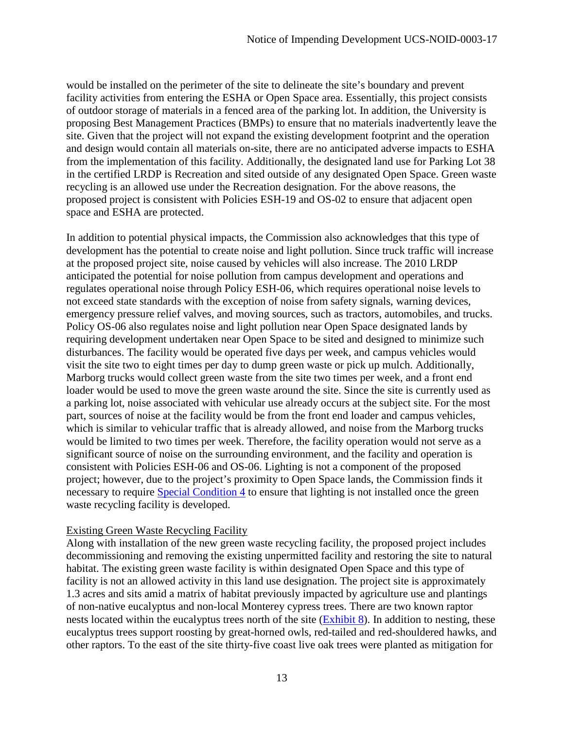would be installed on the perimeter of the site to delineate the site's boundary and prevent facility activities from entering the ESHA or Open Space area. Essentially, this project consists of outdoor storage of materials in a fenced area of the parking lot. In addition, the University is proposing Best Management Practices (BMPs) to ensure that no materials inadvertently leave the site. Given that the project will not expand the existing development footprint and the operation and design would contain all materials on-site, there are no anticipated adverse impacts to ESHA from the implementation of this facility. Additionally, the designated land use for Parking Lot 38 in the certified LRDP is Recreation and sited outside of any designated Open Space. Green waste recycling is an allowed use under the Recreation designation. For the above reasons, the proposed project is consistent with Policies ESH-19 and OS-02 to ensure that adjacent open space and ESHA are protected.

In addition to potential physical impacts, the Commission also acknowledges that this type of development has the potential to create noise and light pollution. Since truck traffic will increase at the proposed project site, noise caused by vehicles will also increase. The 2010 LRDP anticipated the potential for noise pollution from campus development and operations and regulates operational noise through Policy ESH-06, which requires operational noise levels to not exceed state standards with the exception of noise from safety signals, warning devices, emergency pressure relief valves, and moving sources, such as tractors, automobiles, and trucks. Policy OS-06 also regulates noise and light pollution near Open Space designated lands by requiring development undertaken near Open Space to be sited and designed to minimize such disturbances. The facility would be operated five days per week, and campus vehicles would visit the site two to eight times per day to dump green waste or pick up mulch. Additionally, Marborg trucks would collect green waste from the site two times per week, and a front end loader would be used to move the green waste around the site. Since the site is currently used as a parking lot, noise associated with vehicular use already occurs at the subject site. For the most part, sources of noise at the facility would be from the front end loader and campus vehicles, which is similar to vehicular traffic that is already allowed, and noise from the Marborg trucks would be limited to two times per week. Therefore, the facility operation would not serve as a significant source of noise on the surrounding environment, and the facility and operation is consistent with Policies ESH-06 and OS-06. Lighting is not a component of the proposed project; however, due to the project's proximity to Open Space lands, the Commission finds it necessary to require Special Condition 4 to ensure that lighting is not installed once the green waste recycling facility is developed.

<u>Existing Green Waste Recycling Facility</u>

Along with installation of the new green waste recycling facility, the proposed project includes decommissioning and removing the existing unpermitted facility and restoring the site to natural habitat. The existing green waste facility is within designated Open Space and this type of facility is not an allowed activity in this land use designation. The project site is approximately 1.3 acres and sits amid a matrix of habitat previously impacted by agriculture use and plantings of non-native eucalyptus and non-local Monterey cypress trees. There are two known raptor nests located within the eucalyptus trees north of the site (Exhibit 8). In addition to nesting, these eucalyptus trees support roosting by great-horned owls, red-tailed and red-shouldered hawks, and other raptors. To the east of the site thirty-five coast live oak trees were planted as mitigation for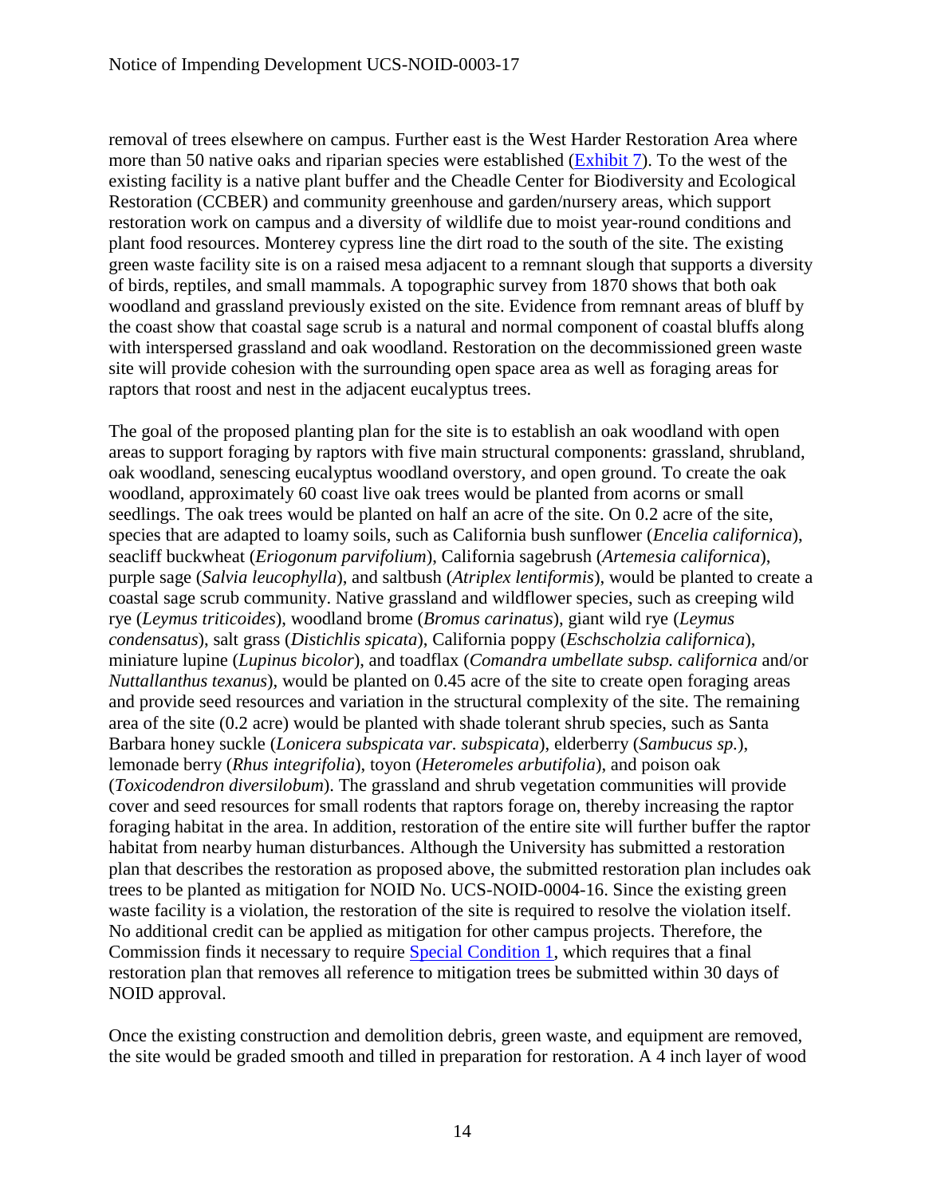removal of trees elsewhere on campus. Further east is the West Harder Restoration Area where more than 50 native oaks and riparian species were established (Exhibit 7). To the west of the existing facility is a native plant buffer and the Cheadle Center for Biodiversity and Ecological Restoration (CCBER) and community greenhouse and garden/nursery areas, which support restoration work on campus and a diversity of wildlife due to moist year-round conditions and plant food resources. Monterey cypress line the dirt road to the south of the site. The existing green waste facility site is on a raised mesa adjacent to a remnant slough that supports a diversity of birds, reptiles, and small mammals. A topographic survey from 1870 shows that both oak woodland and grassland previously existed on the site. Evidence from remnant areas of bluff by the coast show that coastal sage scrub is a natural and normal component of coastal bluffs along with interspersed grassland and oak woodland. Restoration on the decommissioned green waste site will provide cohesion with the surrounding open space area as well as foraging areas for raptors that roost and nest in the adjacent eucalyptus trees.

The goal of the proposed planting plan for the site is to establish an oak woodland with open areas to support foraging by raptors with five main structural components: grassland, shrubland, oak woodland, senescing eucalyptus woodland overstory, and open ground. To create the oak woodland, approximately 60 coast live oak trees would be planted from acorns or small seedlings. The oak trees would be planted on half an acre of the site. On 0.2 acre of the site, species that are adapted to loamy soils, such as California bush sunflower (*Encelia californica*), seacliff buckwheat (*Eriogonum parvifolium*), California sagebrush (*Artemesia californica*), purple sage (*Salvia leucophylla*), and saltbush (*Atriplex lentiformis*), would be planted to create a coastal sage scrub community. Native grassland and wildflower species, such as creeping wild rye (*Leymus triticoides*), woodland brome (*Bromus carinatus*), giant wild rye (*Leymus condensatus*), salt grass (*Distichlis spicata*), California poppy (*Eschscholzia californica*), miniature lupine (*Lupinus bicolor*), and toadflax (*Comandra umbellate subsp. californica* and/or *Nuttallanthus texanus*), would be planted on 0.45 acre of the site to create open foraging areas and provide seed resources and variation in the structural complexity of the site. The remaining area of the site (0.2 acre) would be planted with shade tolerant shrub species, such as Santa Barbara honey suckle (*Lonicera subspicata var. subspicata*), elderberry (*Sambucus sp.*), lemonade berry (*Rhus integrifolia*), toyon (*Heteromeles arbutifolia*), and poison oak (*Toxicodendron diversilobum*). The grassland and shrub vegetation communities will provide cover and seed resources for small rodents that raptors forage on, thereby increasing the raptor foraging habitat in the area. In addition, restoration of the entire site will further buffer the raptor habitat from nearby human disturbances. Although the University has submitted a restoration plan that describes the restoration as proposed above, the submitted restoration plan includes oak trees to be planted as mitigation for NOID No. UCS-NOID-0004-16. Since the existing green waste facility is a violation, the restoration of the site is required to resolve the violation itself. No additional credit can be applied as mitigation for other campus projects. Therefore, the Commission finds it necessary to require Special Condition 1, which requires that a final restoration plan that removes all reference to mitigation trees be submitted within 30 days of NOID approval.

Once the existing construction and demolition debris, green waste, and equipment are removed, the site would be graded smooth and tilled in preparation for restoration. A 4 inch layer of wood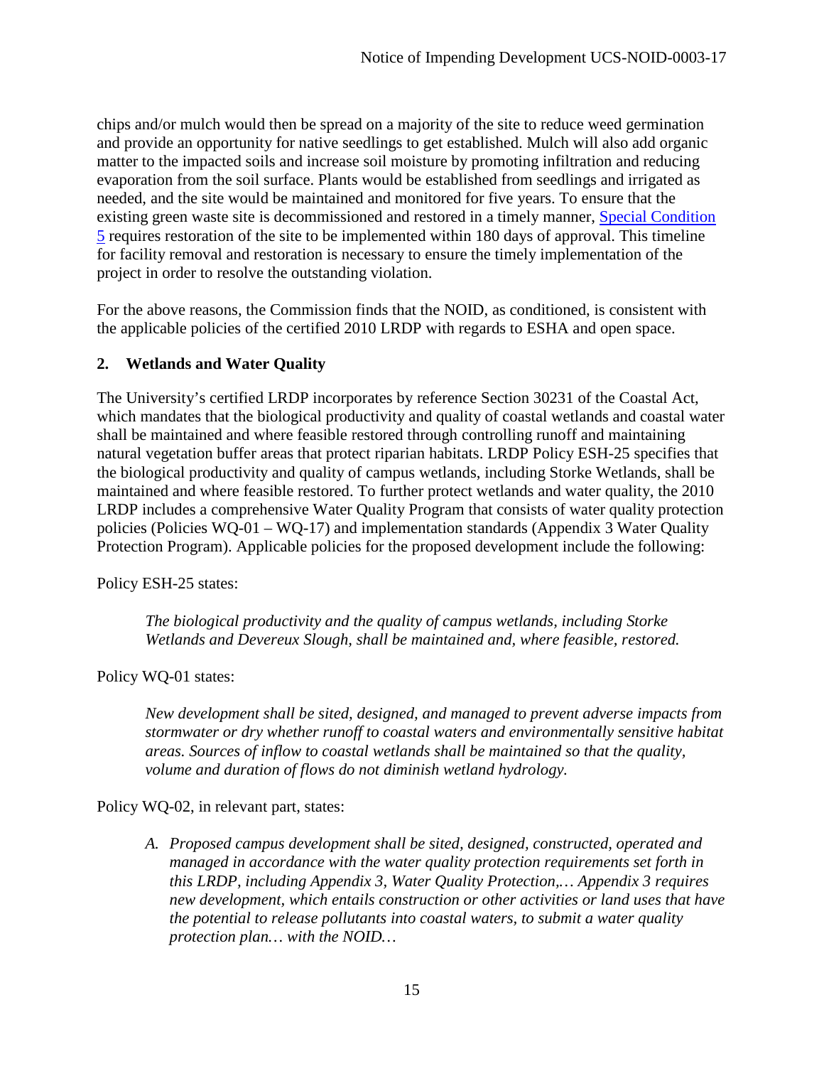chips and/or mulch would then be spread on a majority of the site to reduce weed germination and provide an opportunity for native seedlings to get established. Mulch will also add organic matter to the impacted soils and increase soil moisture by promoting infiltration and reducing evaporation from the soil surface. Plants would be established from seedlings and irrigated as needed, and the site would be maintained and monitored for five years. To ensure that the existing green waste site is decommissioned and restored in a timely manner, Special Condition 5 requires restoration of the site to be implemented within 180 days of approval. This timeline for facility removal and restoration is necessary to ensure the timely implementation of the project in order to resolve the outstanding violation.

For the above reasons, the Commission finds that the NOID, as conditioned, is consistent with the applicable policies of the certified 2010 LRDP with regards to ESHA and open space.

### 2. Wetlands and Water Quality

The University's certified LRDP incorporates by reference Section 30231 of the Coastal Act, which mandates that the biological productivity and quality of coastal wetlands and coastal water shall be maintained and where feasible restored through controlling runoff and maintaining natural vegetation buffer areas that protect riparian habitats. LRDP Policy ESH-25 specifies that the biological productivity and quality of campus wetlands, including Storke Wetlands, shall be maintained and where feasible restored. To further protect wetlands and water quality, the 2010 LRDP includes a comprehensive Water Quality Program that consists of water quality protection policies (Policies WQ-01 – WQ-17) and implementation standards (Appendix 3 Water Quality Protection Program). Applicable policies for the proposed development include the following:

Policy ESH-25 states:

> *The biological productivity and the quality of campus wetlands, including Storke Wetlands and Devereux Slough, shall be maintained and, where feasible, restored.*

Policy WQ-01 states:

> *New development shall be sited, designed, and managed to prevent adverse impacts from stormwater or dry whether runoff to coastal waters and environmentally sensitive habitat areas. Sources of inflow to coastal wetlands shall be maintained so that the quality, volume and duration of flows do not diminish wetland hydrology.*

Policy WQ-02, in relevant part, states:

> A. *Proposed campus development shall be sited, designed, constructed, operated and managed in accordance with the water quality protection requirements set forth in this LRDP, including Appendix 3, Water Quality Protection,… Appendix 3 requires new development, which entails construction or other activities or land uses that have the potential to release pollutants into coastal waters, to submit a water quality protection plan… with the NOID…*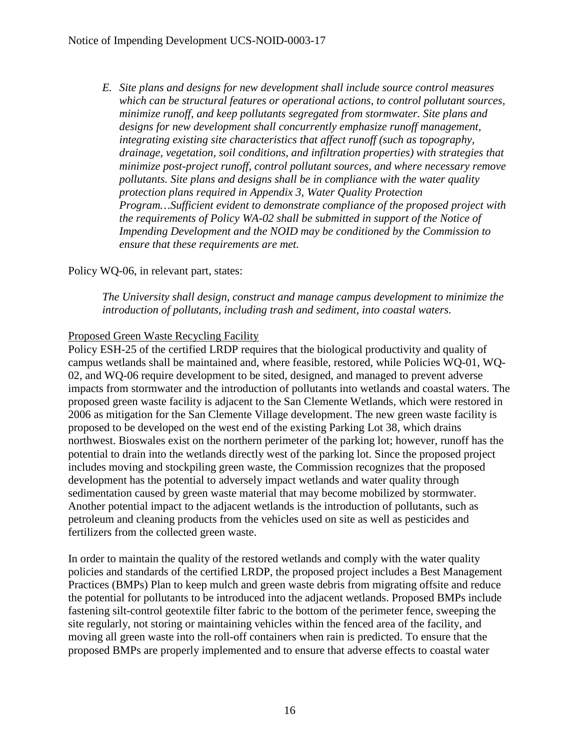*E. Site plans and designs for new development shall include source control measures which can be structural features or operational actions, to control pollutant sources, minimize runoff, and keep pollutants segregated from stormwater. Site plans and designs for new development shall concurrently emphasize runoff management, integrating existing site characteristics that affect runoff (such as topography, drainage, vegetation, soil conditions, and infiltration properties) with strategies that minimize post-project runoff, control pollutant sources, and where necessary remove pollutants. Site plans and designs shall be in compliance with the water quality protection plans required in Appendix 3, Water Quality Protection Program…Sufficient evident to demonstrate compliance of the proposed project with the requirements of Policy WA-02 shall be submitted in support of the Notice of Impending Development and the NOID may be conditioned by the Commission to ensure that these requirements are met.*

Policy WQ-06, in relevant part, states:

> *The University shall design, construct and manage campus development to minimize the introduction of pollutants, including trash and sediment, into coastal waters.*

<u>Proposed Green Waste Recycling Facility</u>

Policy ESH-25 of the certified LRDP requires that the biological productivity and quality of campus wetlands shall be maintained and, where feasible, restored, while Policies WQ-01, WQ-02, and WQ-06 require development to be sited, designed, and managed to prevent adverse impacts from stormwater and the introduction of pollutants into wetlands and coastal waters. The proposed green waste facility is adjacent to the San Clemente Wetlands, which were restored in 2006 as mitigation for the San Clemente Village development. The new green waste facility is proposed to be developed on the west end of the existing Parking Lot 38, which drains northwest. Bioswales exist on the northern perimeter of the parking lot; however, runoff has the potential to drain into the wetlands directly west of the parking lot. Since the proposed project includes moving and stockpiling green waste, the Commission recognizes that the proposed development has the potential to adversely impact wetlands and water quality through sedimentation caused by green waste material that may become mobilized by stormwater. Another potential impact to the adjacent wetlands is the introduction of pollutants, such as petroleum and cleaning products from the vehicles used on site as well as pesticides and fertilizers from the collected green waste.

In order to maintain the quality of the restored wetlands and comply with the water quality policies and standards of the certified LRDP, the proposed project includes a Best Management Practices (BMPs) Plan to keep mulch and green waste debris from migrating offsite and reduce the potential for pollutants to be introduced into the adjacent wetlands. Proposed BMPs include fastening silt-control geotextile filter fabric to the bottom of the perimeter fence, sweeping the site regularly, not storing or maintaining vehicles within the fenced area of the facility, and moving all green waste into the roll-off containers when rain is predicted. To ensure that the proposed BMPs are properly implemented and to ensure that adverse effects to coastal water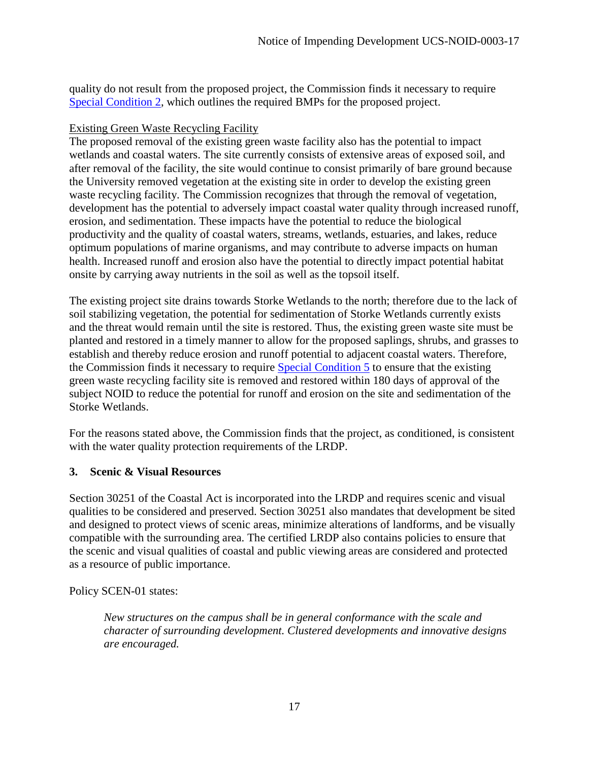quality do not result from the proposed project, the Commission finds it necessary to require Special Condition 2, which outlines the required BMPs for the proposed project.

Existing Green Waste Recycling Facility

The proposed removal of the existing green waste facility also has the potential to impact wetlands and coastal waters. The site currently consists of extensive areas of exposed soil, and after removal of the facility, the site would continue to consist primarily of bare ground because the University removed vegetation at the existing site in order to develop the existing green waste recycling facility. The Commission recognizes that through the removal of vegetation, development has the potential to adversely impact coastal water quality through increased runoff, erosion, and sedimentation. These impacts have the potential to reduce the biological productivity and the quality of coastal waters, streams, wetlands, estuaries, and lakes, reduce optimum populations of marine organisms, and may contribute to adverse impacts on human health. Increased runoff and erosion also have the potential to directly impact potential habitat onsite by carrying away nutrients in the soil as well as the topsoil itself.

The existing project site drains towards Storke Wetlands to the north; therefore due to the lack of soil stabilizing vegetation, the potential for sedimentation of Storke Wetlands currently exists and the threat would remain until the site is restored. Thus, the existing green waste site must be planted and restored in a timely manner to allow for the proposed saplings, shrubs, and grasses to establish and thereby reduce erosion and runoff potential to adjacent coastal waters. Therefore, the Commission finds it necessary to require Special Condition 5 to ensure that the existing green waste recycling facility site is removed and restored within 180 days of approval of the subject NOID to reduce the potential for runoff and erosion on the site and sedimentation of the Storke Wetlands.

For the reasons stated above, the Commission finds that the project, as conditioned, is consistent with the water quality protection requirements of the LRDP.

### 3. Scenic & Visual Resources

Section 30251 of the Coastal Act is incorporated into the LRDP and requires scenic and visual qualities to be considered and preserved. Section 30251 also mandates that development be sited and designed to protect views of scenic areas, minimize alterations of landforms, and be visually compatible with the surrounding area. The certified LRDP also contains policies to ensure that the scenic and visual qualities of coastal and public viewing areas are considered and protected as a resource of public importance.

Policy SCEN-01 states:

> *New structures on the campus shall be in general conformance with the scale and character of surrounding development. Clustered developments and innovative designs are encouraged.*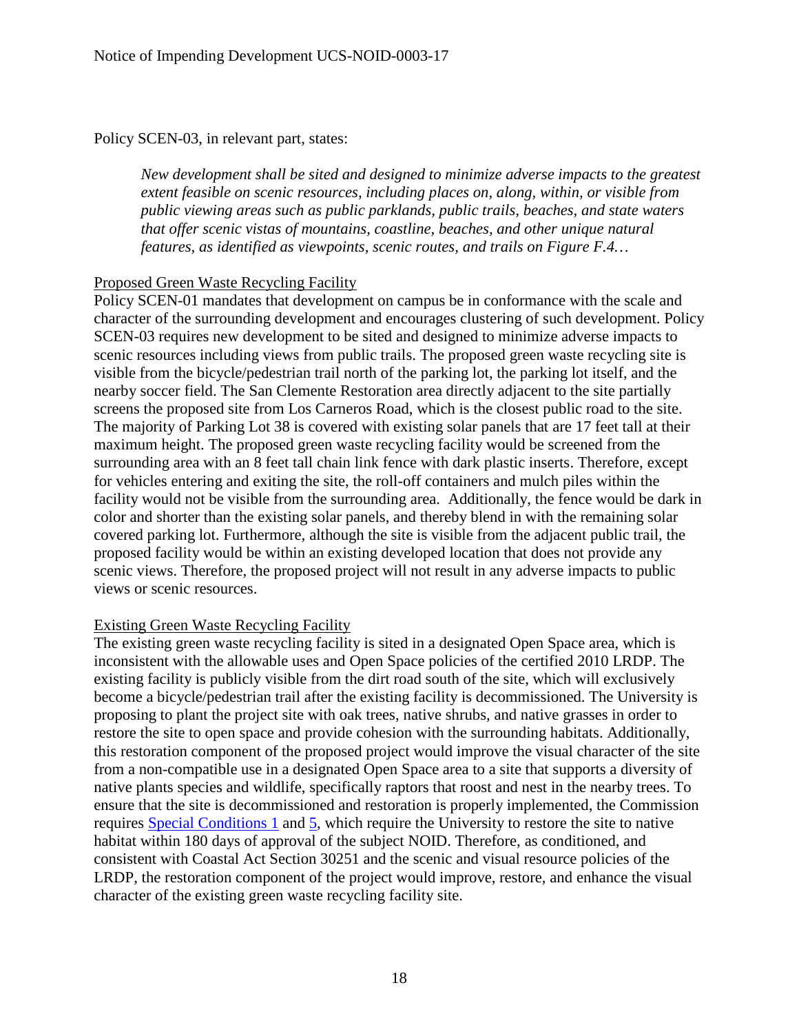Policy SCEN-03, in relevant part, states:

> *New development shall be sited and designed to minimize adverse impacts to the greatest extent feasible on scenic resources, including places on, along, within, or visible from public viewing areas such as public parklands, public trails, beaches, and state waters that offer scenic vistas of mountains, coastline, beaches, and other unique natural features, as identified as viewpoints, scenic routes, and trails on Figure F.4…*

Proposed Green Waste Recycling Facility

Policy SCEN-01 mandates that development on campus be in conformance with the scale and character of the surrounding development and encourages clustering of such development. Policy SCEN-03 requires new development to be sited and designed to minimize adverse impacts to scenic resources including views from public trails. The proposed green waste recycling site is visible from the bicycle/pedestrian trail north of the parking lot, the parking lot itself, and the nearby soccer field. The San Clemente Restoration area directly adjacent to the site partially screens the proposed site from Los Carneros Road, which is the closest public road to the site. The majority of Parking Lot 38 is covered with existing solar panels that are 17 feet tall at their maximum height. The proposed green waste recycling facility would be screened from the surrounding area with an 8 feet tall chain link fence with dark plastic inserts. Therefore, except for vehicles entering and exiting the site, the roll-off containers and mulch piles within the facility would not be visible from the surrounding area. Additionally, the fence would be dark in color and shorter than the existing solar panels, and thereby blend in with the remaining solar covered parking lot. Furthermore, although the site is visible from the adjacent public trail, the proposed facility would be within an existing developed location that does not provide any scenic views. Therefore, the proposed project will not result in any adverse impacts to public views or scenic resources.

Existing Green Waste Recycling Facility

The existing green waste recycling facility is sited in a designated Open Space area, which is inconsistent with the allowable uses and Open Space policies of the certified 2010 LRDP. The existing facility is publicly visible from the dirt road south of the site, which will exclusively become a bicycle/pedestrian trail after the existing facility is decommissioned. The University is proposing to plant the project site with oak trees, native shrubs, and native grasses in order to restore the site to open space and provide cohesion with the surrounding habitats. Additionally, this restoration component of the proposed project would improve the visual character of the site from a non-compatible use in a designated Open Space area to a site that supports a diversity of native plants species and wildlife, specifically raptors that roost and nest in the nearby trees. To ensure that the site is decommissioned and restoration is properly implemented, the Commission requires Special Conditions 1 and 5, which require the University to restore the site to native habitat within 180 days of approval of the subject NOID. Therefore, as conditioned, and consistent with Coastal Act Section 30251 and the scenic and visual resource policies of the LRDP, the restoration component of the project would improve, restore, and enhance the visual character of the existing green waste recycling facility site.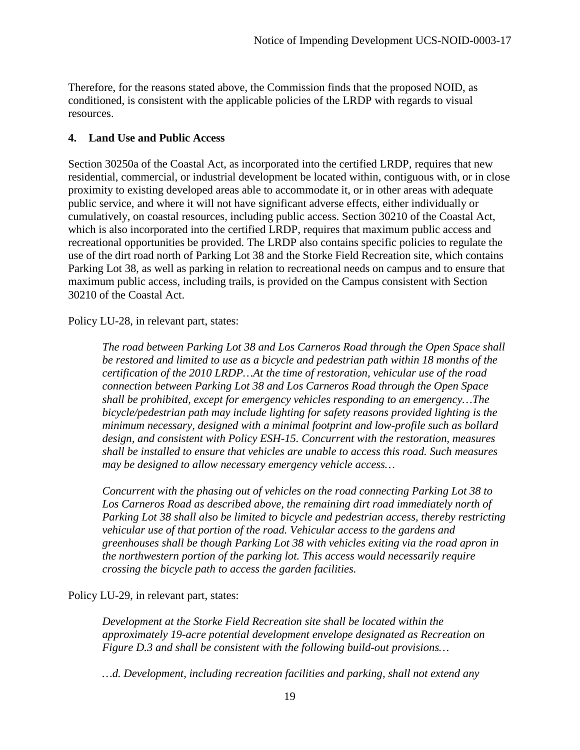Therefore, for the reasons stated above, the Commission finds that the proposed NOID, as conditioned, is consistent with the applicable policies of the LRDP with regards to visual resources.

**4. Land Use and Public Access**

Section 30250a of the Coastal Act, as incorporated into the certified LRDP, requires that new residential, commercial, or industrial development be located within, contiguous with, or in close proximity to existing developed areas able to accommodate it, or in other areas with adequate public service, and where it will not have significant adverse effects, either individually or cumulatively, on coastal resources, including public access. Section 30210 of the Coastal Act, which is also incorporated into the certified LRDP, requires that maximum public access and recreational opportunities be provided. The LRDP also contains specific policies to regulate the use of the dirt road north of Parking Lot 38 and the Storke Field Recreation site, which contains Parking Lot 38, as well as parking in relation to recreational needs on campus and to ensure that maximum public access, including trails, is provided on the Campus consistent with Section 30210 of the Coastal Act.

Policy LU-28, in relevant part, states:

> *The road between Parking Lot 38 and Los Carneros Road through the Open Space shall be restored and limited to use as a bicycle and pedestrian path within 18 months of the certification of the 2010 LRDP…At the time of restoration, vehicular use of the road connection between Parking Lot 38 and Los Carneros Road through the Open Space shall be prohibited, except for emergency vehicles responding to an emergency…The bicycle/pedestrian path may include lighting for safety reasons provided lighting is the minimum necessary, designed with a minimal footprint and low-profile such as bollard design, and consistent with Policy ESH-15. Concurrent with the restoration, measures shall be installed to ensure that vehicles are unable to access this road. Such measures may be designed to allow necessary emergency vehicle access…*
>
> *Concurrent with the phasing out of vehicles on the road connecting Parking Lot 38 to Los Carneros Road as described above, the remaining dirt road immediately north of Parking Lot 38 shall also be limited to bicycle and pedestrian access, thereby restricting vehicular use of that portion of the road. Vehicular access to the gardens and greenhouses shall be though Parking Lot 38 with vehicles exiting via the road apron in the northwestern portion of the parking lot. This access would necessarily require crossing the bicycle path to access the garden facilities.*

Policy LU-29, in relevant part, states:

> *Development at the Storke Field Recreation site shall be located within the approximately 19-acre potential development envelope designated as Recreation on Figure D.3 and shall be consistent with the following build-out provisions…*
>
> *…d. Development, including recreation facilities and parking, shall not extend any*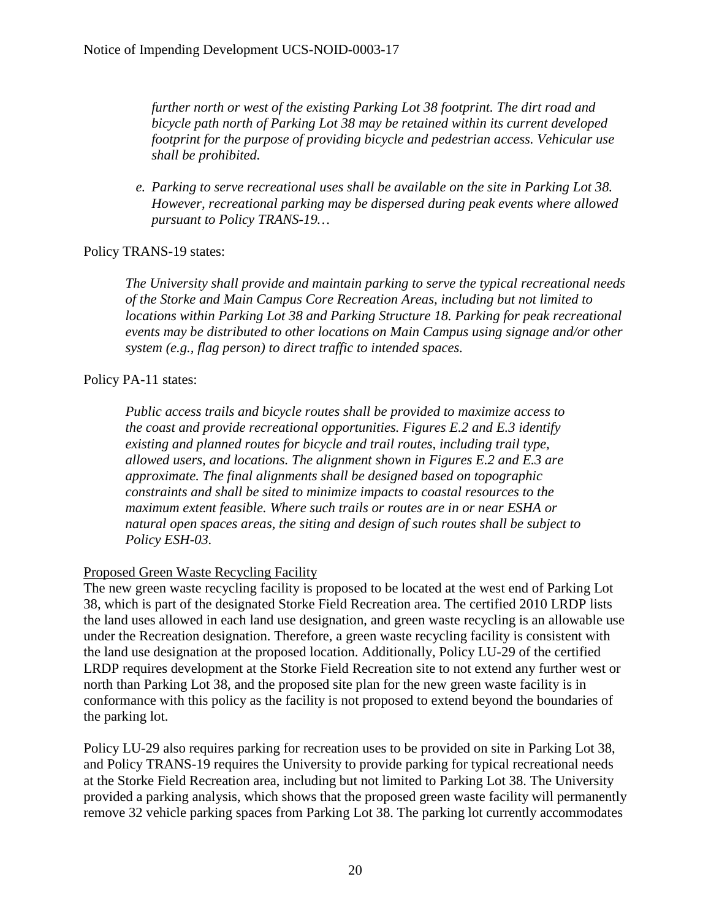*further north or west of the existing Parking Lot 38 footprint. The dirt road and bicycle path north of Parking Lot 38 may be retained within its current developed footprint for the purpose of providing bicycle and pedestrian access. Vehicular use shall be prohibited.*

*e. Parking to serve recreational uses shall be available on the site in Parking Lot 38. However, recreational parking may be dispersed during peak events where allowed pursuant to Policy TRANS-19…*

Policy TRANS-19 states:

> *The University shall provide and maintain parking to serve the typical recreational needs of the Storke and Main Campus Core Recreation Areas, including but not limited to locations within Parking Lot 38 and Parking Structure 18. Parking for peak recreational events may be distributed to other locations on Main Campus using signage and/or other system (e.g., flag person) to direct traffic to intended spaces.*

Policy PA-11 states:

> *Public access trails and bicycle routes shall be provided to maximize access to the coast and provide recreational opportunities. Figures E.2 and E.3 identify existing and planned routes for bicycle and trail routes, including trail type, allowed users, and locations. The alignment shown in Figures E.2 and E.3 are approximate. The final alignments shall be designed based on topographic constraints and shall be sited to minimize impacts to coastal resources to the maximum extent feasible. Where such trails or routes are in or near ESHA or natural open spaces areas, the siting and design of such routes shall be subject to Policy ESH-03.*

<u>Proposed Green Waste Recycling Facility</u>

The new green waste recycling facility is proposed to be located at the west end of Parking Lot 38, which is part of the designated Storke Field Recreation area. The certified 2010 LRDP lists the land uses allowed in each land use designation, and green waste recycling is an allowable use under the Recreation designation. Therefore, a green waste recycling facility is consistent with the land use designation at the proposed location. Additionally, Policy LU-29 of the certified LRDP requires development at the Storke Field Recreation site to not extend any further west or north than Parking Lot 38, and the proposed site plan for the new green waste facility is in conformance with this policy as the facility is not proposed to extend beyond the boundaries of the parking lot.

Policy LU-29 also requires parking for recreation uses to be provided on site in Parking Lot 38, and Policy TRANS-19 requires the University to provide parking for typical recreational needs at the Storke Field Recreation area, including but not limited to Parking Lot 38. The University provided a parking analysis, which shows that the proposed green waste facility will permanently remove 32 vehicle parking spaces from Parking Lot 38. The parking lot currently accommodates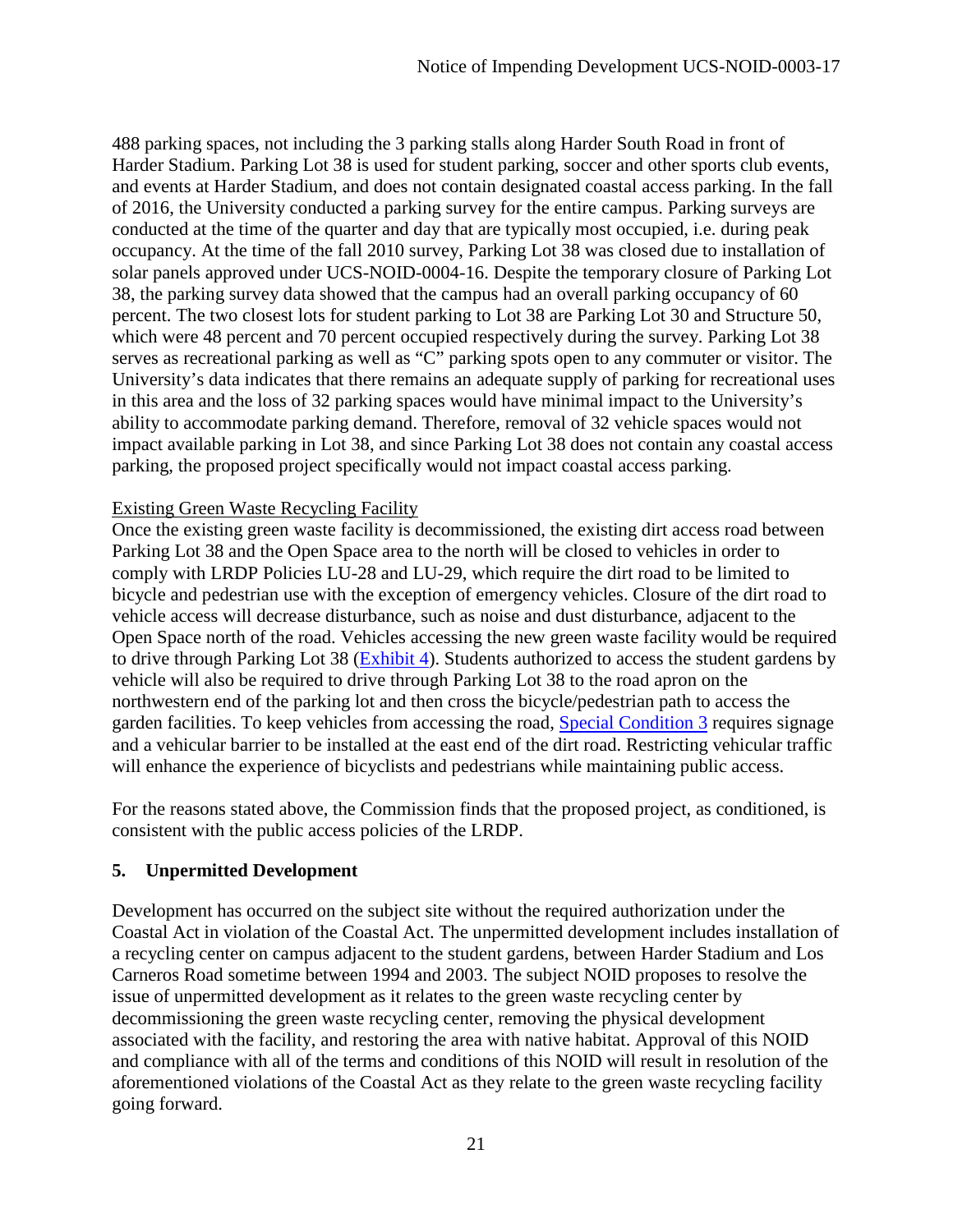488 parking spaces, not including the 3 parking stalls along Harder South Road in front of Harder Stadium. Parking Lot 38 is used for student parking, soccer and other sports club events, and events at Harder Stadium, and does not contain designated coastal access parking. In the fall of 2016, the University conducted a parking survey for the entire campus. Parking surveys are conducted at the time of the quarter and day that are typically most occupied, i.e. during peak occupancy. At the time of the fall 2010 survey, Parking Lot 38 was closed due to installation of solar panels approved under UCS-NOID-0004-16. Despite the temporary closure of Parking Lot 38, the parking survey data showed that the campus had an overall parking occupancy of 60 percent. The two closest lots for student parking to Lot 38 are Parking Lot 30 and Structure 50, which were 48 percent and 70 percent occupied respectively during the survey. Parking Lot 38 serves as recreational parking as well as "C" parking spots open to any commuter or visitor. The University's data indicates that there remains an adequate supply of parking for recreational uses in this area and the loss of 32 parking spaces would have minimal impact to the University's ability to accommodate parking demand. Therefore, removal of 32 vehicle spaces would not impact available parking in Lot 38, and since Parking Lot 38 does not contain any coastal access parking, the proposed project specifically would not impact coastal access parking.

Existing Green Waste Recycling Facility

Once the existing green waste facility is decommissioned, the existing dirt access road between Parking Lot 38 and the Open Space area to the north will be closed to vehicles in order to comply with LRDP Policies LU-28 and LU-29, which require the dirt road to be limited to bicycle and pedestrian use with the exception of emergency vehicles. Closure of the dirt road to vehicle access will decrease disturbance, such as noise and dust disturbance, adjacent to the Open Space north of the road. Vehicles accessing the new green waste facility would be required to drive through Parking Lot 38 (Exhibit 4). Students authorized to access the student gardens by vehicle will also be required to drive through Parking Lot 38 to the road apron on the northwestern end of the parking lot and then cross the bicycle/pedestrian path to access the garden facilities. To keep vehicles from accessing the road, Special Condition 3 requires signage and a vehicular barrier to be installed at the east end of the dirt road. Restricting vehicular traffic will enhance the experience of bicyclists and pedestrians while maintaining public access.

For the reasons stated above, the Commission finds that the proposed project, as conditioned, is consistent with the public access policies of the LRDP.

**5. Unpermitted Development**

Development has occurred on the subject site without the required authorization under the Coastal Act in violation of the Coastal Act. The unpermitted development includes installation of a recycling center on campus adjacent to the student gardens, between Harder Stadium and Los Carneros Road sometime between 1994 and 2003. The subject NOID proposes to resolve the issue of unpermitted development as it relates to the green waste recycling center by decommissioning the green waste recycling center, removing the physical development associated with the facility, and restoring the area with native habitat. Approval of this NOID and compliance with all of the terms and conditions of this NOID will result in resolution of the aforementioned violations of the Coastal Act as they relate to the green waste recycling facility going forward.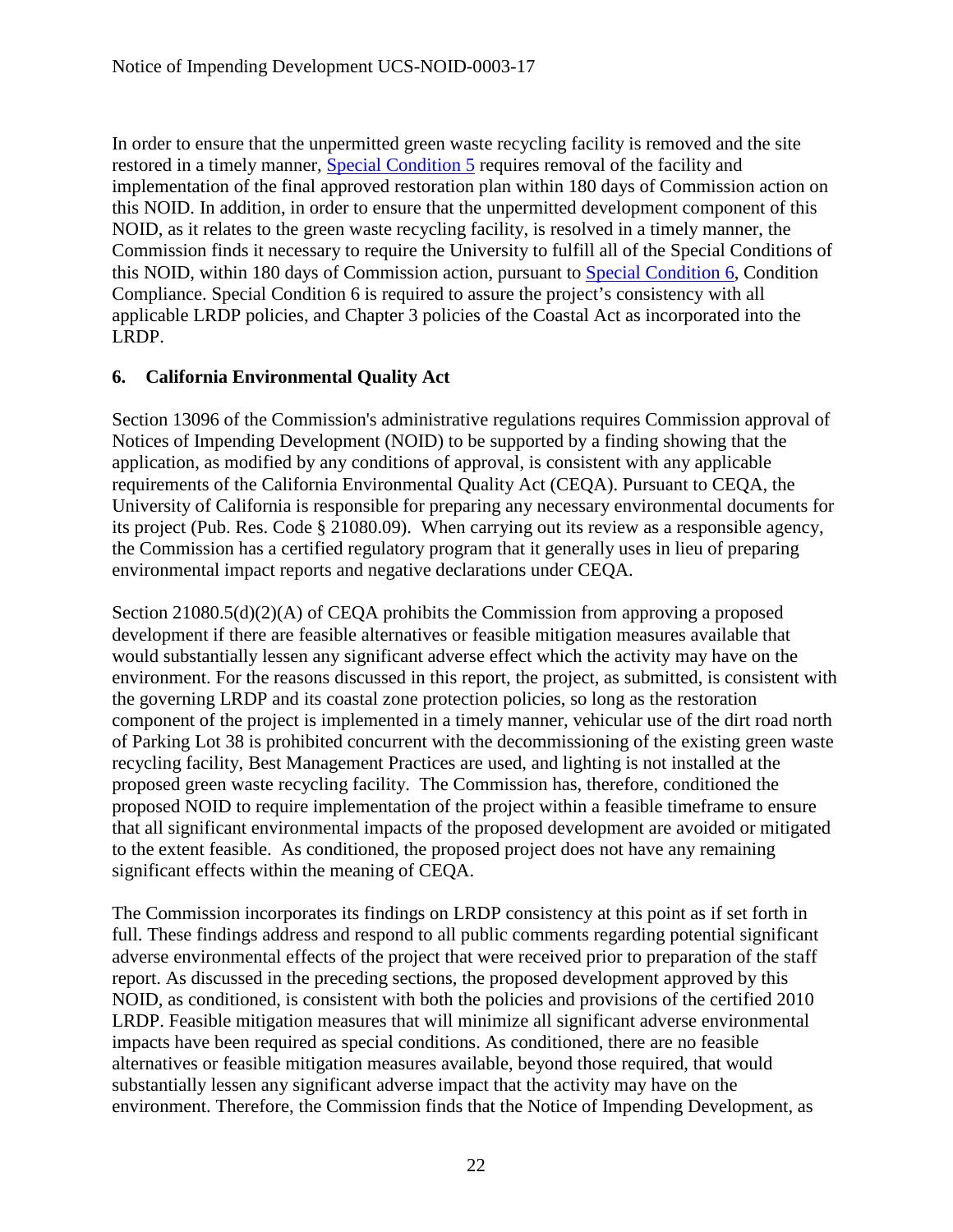In order to ensure that the unpermitted green waste recycling facility is removed and the site restored in a timely manner, Special Condition 5 requires removal of the facility and implementation of the final approved restoration plan within 180 days of Commission action on this NOID. In addition, in order to ensure that the unpermitted development component of this NOID, as it relates to the green waste recycling facility, is resolved in a timely manner, the Commission finds it necessary to require the University to fulfill all of the Special Conditions of this NOID, within 180 days of Commission action, pursuant to Special Condition 6, Condition Compliance. Special Condition 6 is required to assure the project's consistency with all applicable LRDP policies, and Chapter 3 policies of the Coastal Act as incorporated into the LRDP.

## 6. California Environmental Quality Act

Section 13096 of the Commission's administrative regulations requires Commission approval of Notices of Impending Development (NOID) to be supported by a finding showing that the application, as modified by any conditions of approval, is consistent with any applicable requirements of the California Environmental Quality Act (CEQA). Pursuant to CEQA, the University of California is responsible for preparing any necessary environmental documents for its project (Pub. Res. Code § 21080.09). When carrying out its review as a responsible agency, the Commission has a certified regulatory program that it generally uses in lieu of preparing environmental impact reports and negative declarations under CEQA.

Section 21080.5(d)(2)(A) of CEQA prohibits the Commission from approving a proposed development if there are feasible alternatives or feasible mitigation measures available that would substantially lessen any significant adverse effect which the activity may have on the environment. For the reasons discussed in this report, the project, as submitted, is consistent with the governing LRDP and its coastal zone protection policies, so long as the restoration component of the project is implemented in a timely manner, vehicular use of the dirt road north of Parking Lot 38 is prohibited concurrent with the decommissioning of the existing green waste recycling facility, Best Management Practices are used, and lighting is not installed at the proposed green waste recycling facility. The Commission has, therefore, conditioned the proposed NOID to require implementation of the project within a feasible timeframe to ensure that all significant environmental impacts of the proposed development are avoided or mitigated to the extent feasible. As conditioned, the proposed project does not have any remaining significant effects within the meaning of CEQA.

The Commission incorporates its findings on LRDP consistency at this point as if set forth in full. These findings address and respond to all public comments regarding potential significant adverse environmental effects of the project that were received prior to preparation of the staff report. As discussed in the preceding sections, the proposed development approved by this NOID, as conditioned, is consistent with both the policies and provisions of the certified 2010 LRDP. Feasible mitigation measures that will minimize all significant adverse environmental impacts have been required as special conditions. As conditioned, there are no feasible alternatives or feasible mitigation measures available, beyond those required, that would substantially lessen any significant adverse impact that the activity may have on the environment. Therefore, the Commission finds that the Notice of Impending Development, as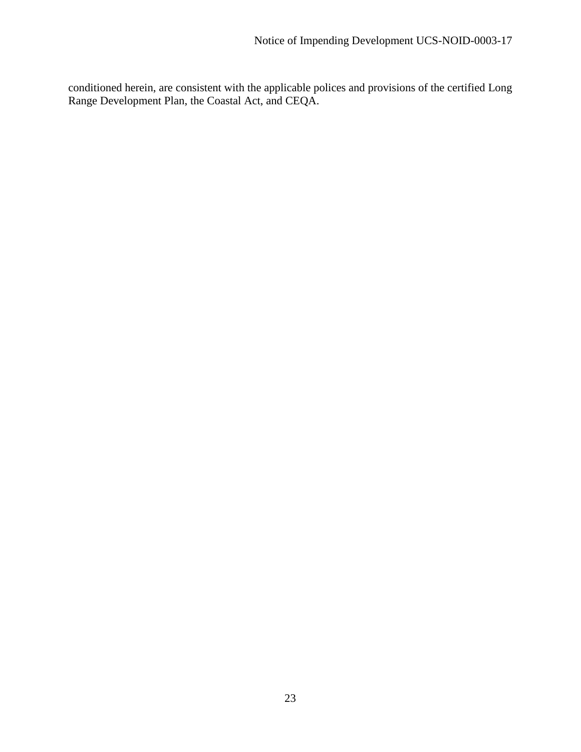conditioned herein, are consistent with the applicable polices and provisions of the certified Long Range Development Plan, the Coastal Act, and CEQA.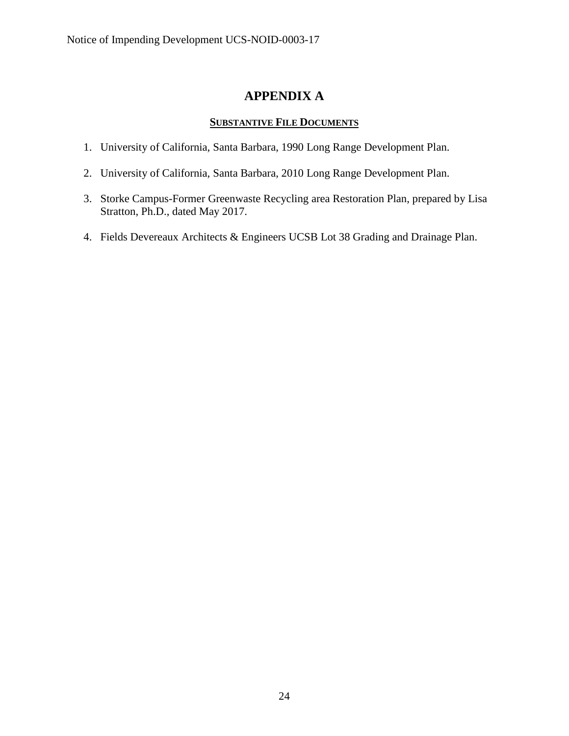# APPENDIX A

## SUBSTANTIVE FILE DOCUMENTS

1. University of California, Santa Barbara, 1990 Long Range Development Plan.
2. University of California, Santa Barbara, 2010 Long Range Development Plan.
3. Storke Campus-Former Greenwaste Recycling area Restoration Plan, prepared by Lisa Stratton, Ph.D., dated May 2017.
4. Fields Devereaux Architects & Engineers UCSB Lot 38 Grading and Drainage Plan.